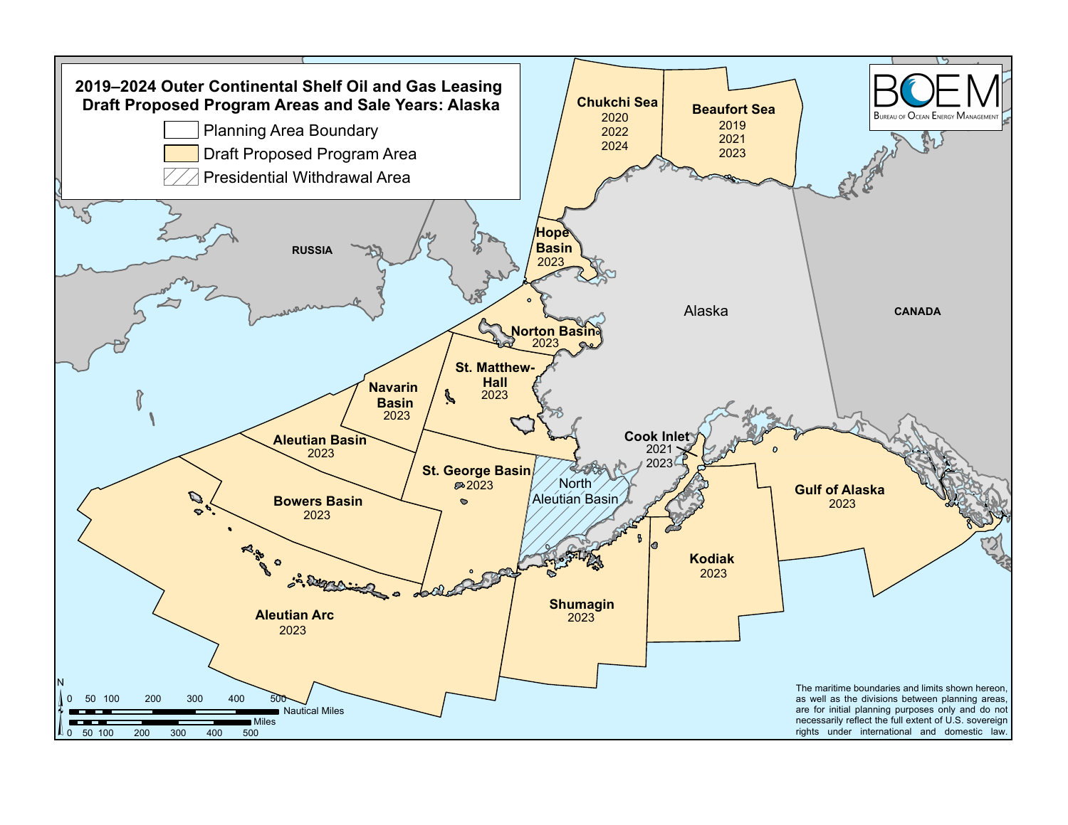# 2019–2024 Outer Continental Shelf Oil and Gas Leasing Draft Proposed Program Areas and Sale Years: Alaska

- Planning Area Boundary
- Draft Proposed Program Area
- Presidential Withdrawal Area

BOEM
Bureau of Ocean Energy Management

| Program Area | Sale Years |
| --- | --- |
| Chukchi Sea | 2020, 2022, 2024 |
| Beaufort Sea | 2019, 2021, 2023 |
| Hope Basin | 2023 |
| Norton Basin | 2023 |
| St. Matthew-Hall | 2023 |
| Navarin Basin | 2023 |
| Aleutian Basin | 2023 |
| Bowers Basin | 2023 |
| St. George Basin | 2023 |
| Aleutian Arc | 2023 |
| Cook Inlet | 2021, 2023 |
| Shumagin | 2023 |
| Kodiak | 2023 |
| Gulf of Alaska | 2023 |

North Aleutian Basin

RUSSIA

Alaska

CANADA

0 50 100 200 300 400 500 Nautical Miles

0 50 100 200 300 400 500 Miles

The maritime boundaries and limits shown hereon, as well as the divisions between planning areas, are for initial planning purposes only and do not necessarily reflect the full extent of U.S. sovereign rights under international and domestic law.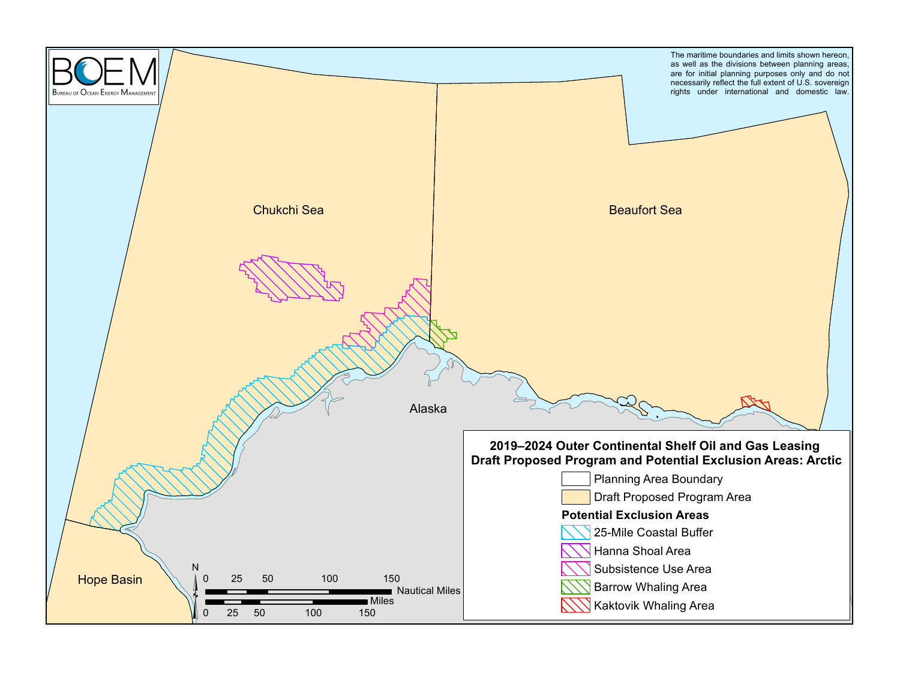BOEM
Bureau of Ocean Energy Management

The maritime boundaries and limits shown hereon, as well as the divisions between planning areas, are for initial planning purposes only and do not necessarily reflect the full extent of U.S. sovereign rights under international and domestic law.

Chukchi Sea

Beaufort Sea

Alaska

Hope Basin

N

0 25 50 100 150 Nautical Miles

0 25 50 100 150 Miles

**2019–2024 Outer Continental Shelf Oil and Gas Leasing Draft Proposed Program and Potential Exclusion Areas: Arctic**

Planning Area Boundary

Draft Proposed Program Area

**Potential Exclusion Areas**

25-Mile Coastal Buffer

Hanna Shoal Area

Subsistence Use Area

Barrow Whaling Area

Kaktovik Whaling Area